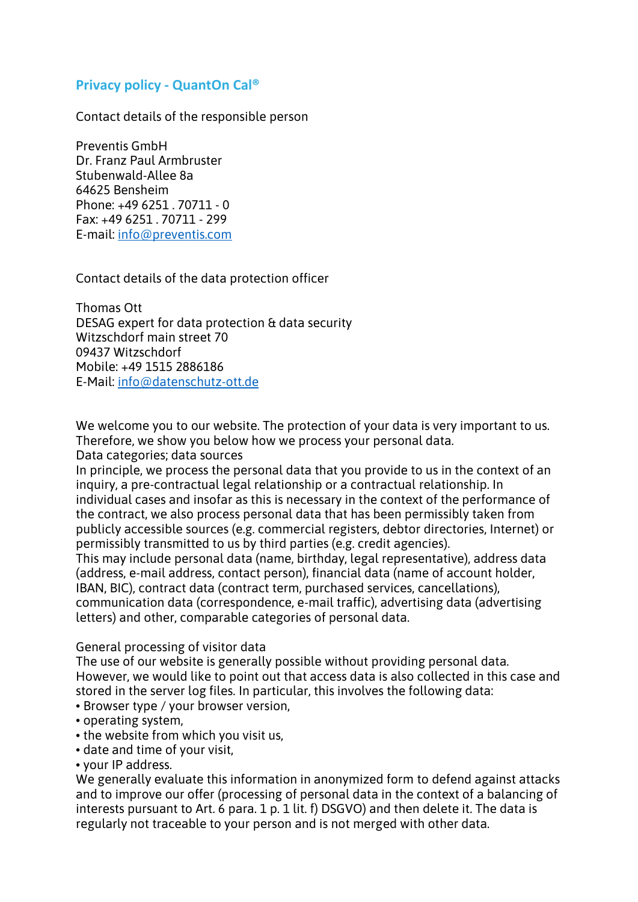# Privacy policy - QuantOn Cal®

Contact details of the responsible person

Preventis GmbH
Dr. Franz Paul Armbruster
Stubenwald-Allee 8a
64625 Bensheim
Phone: +49 6251 . 70711 - 0
Fax: +49 6251 . 70711 - 299
E-mail: info@preventis.com

Contact details of the data protection officer

Thomas Ott
DESAG expert for data protection & data security
Witzschdorf main street 70
09437 Witzschdorf
Mobile: +49 1515 2886186
E-Mail: info@datenschutz-ott.de

We welcome you to our website. The protection of your data is very important to us. Therefore, we show you below how we process your personal data.
Data categories; data sources
In principle, we process the personal data that you provide to us in the context of an inquiry, a pre-contractual legal relationship or a contractual relationship. In individual cases and insofar as this is necessary in the context of the performance of the contract, we also process personal data that has been permissibly taken from publicly accessible sources (e.g. commercial registers, debtor directories, Internet) or permissibly transmitted to us by third parties (e.g. credit agencies).
This may include personal data (name, birthday, legal representative), address data (address, e-mail address, contact person), financial data (name of account holder, IBAN, BIC), contract data (contract term, purchased services, cancellations), communication data (correspondence, e-mail traffic), advertising data (advertising letters) and other, comparable categories of personal data.

General processing of visitor data
The use of our website is generally possible without providing personal data. However, we would like to point out that access data is also collected in this case and stored in the server log files. In particular, this involves the following data:

- Browser type / your browser version,
- operating system,
- the website from which you visit us,
- date and time of your visit,
- your IP address.

We generally evaluate this information in anonymized form to defend against attacks and to improve our offer (processing of personal data in the context of a balancing of interests pursuant to Art. 6 para. 1 p. 1 lit. f) DSGVO) and then delete it. The data is regularly not traceable to your person and is not merged with other data.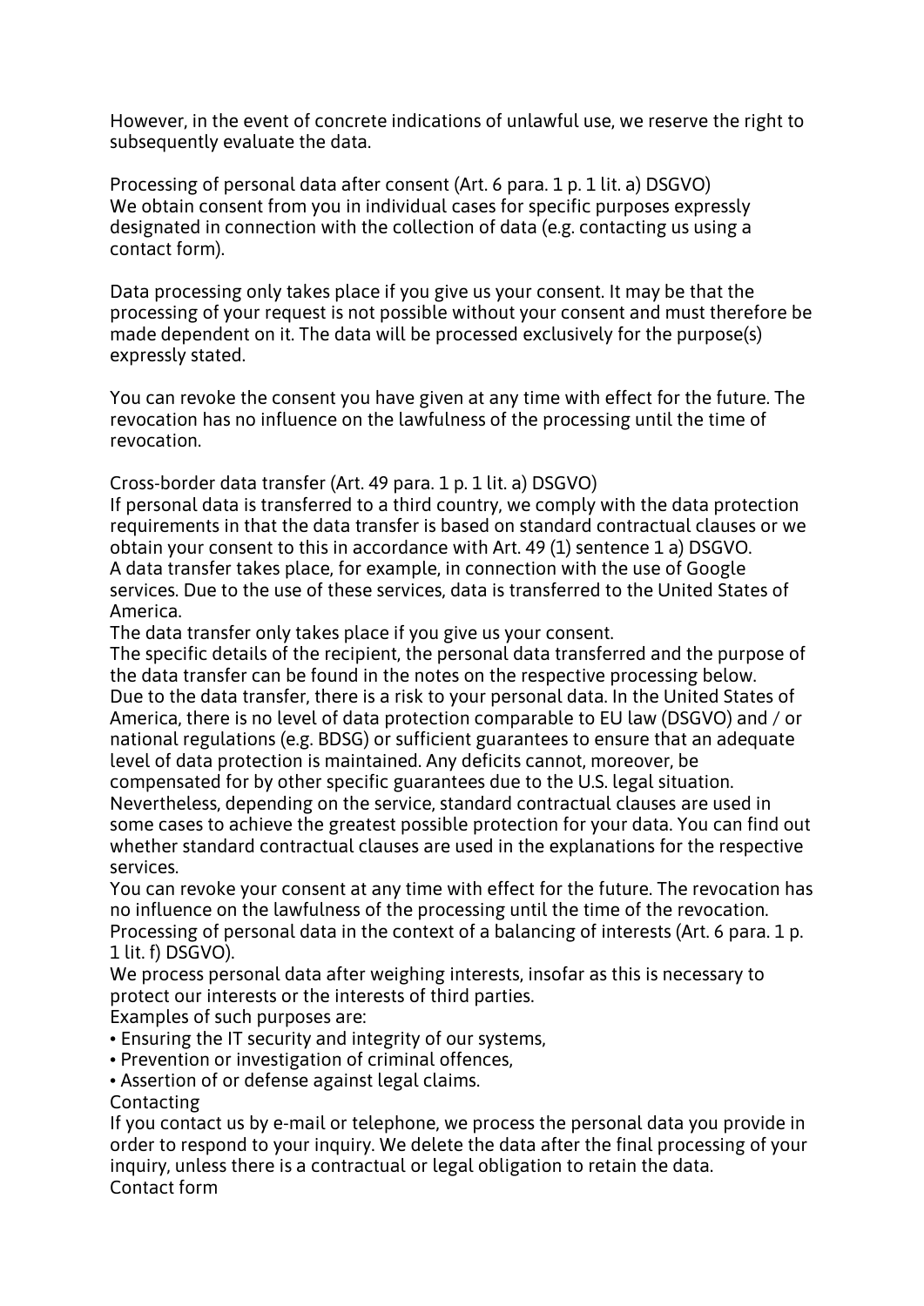However, in the event of concrete indications of unlawful use, we reserve the right to subsequently evaluate the data.

Processing of personal data after consent (Art. 6 para. 1 p. 1 lit. a) DSGVO)
We obtain consent from you in individual cases for specific purposes expressly designated in connection with the collection of data (e.g. contacting us using a contact form).

Data processing only takes place if you give us your consent. It may be that the processing of your request is not possible without your consent and must therefore be made dependent on it. The data will be processed exclusively for the purpose(s) expressly stated.

You can revoke the consent you have given at any time with effect for the future. The revocation has no influence on the lawfulness of the processing until the time of revocation.

Cross-border data transfer (Art. 49 para. 1 p. 1 lit. a) DSGVO)
If personal data is transferred to a third country, we comply with the data protection requirements in that the data transfer is based on standard contractual clauses or we obtain your consent to this in accordance with Art. 49 (1) sentence 1 a) DSGVO.
A data transfer takes place, for example, in connection with the use of Google services. Due to the use of these services, data is transferred to the United States of America.
The data transfer only takes place if you give us your consent.
The specific details of the recipient, the personal data transferred and the purpose of the data transfer can be found in the notes on the respective processing below.
Due to the data transfer, there is a risk to your personal data. In the United States of America, there is no level of data protection comparable to EU law (DSGVO) and / or national regulations (e.g. BDSG) or sufficient guarantees to ensure that an adequate level of data protection is maintained. Any deficits cannot, moreover, be compensated for by other specific guarantees due to the U.S. legal situation.
Nevertheless, depending on the service, standard contractual clauses are used in some cases to achieve the greatest possible protection for your data. You can find out whether standard contractual clauses are used in the explanations for the respective services.
You can revoke your consent at any time with effect for the future. The revocation has no influence on the lawfulness of the processing until the time of the revocation.
Processing of personal data in the context of a balancing of interests (Art. 6 para. 1 p. 1 lit. f) DSGVO).
We process personal data after weighing interests, insofar as this is necessary to protect our interests or the interests of third parties.
Examples of such purposes are:

- Ensuring the IT security and integrity of our systems,
- Prevention or investigation of criminal offences,
- Assertion of or defense against legal claims.

Contacting
If you contact us by e-mail or telephone, we process the personal data you provide in order to respond to your inquiry. We delete the data after the final processing of your inquiry, unless there is a contractual or legal obligation to retain the data.
Contact form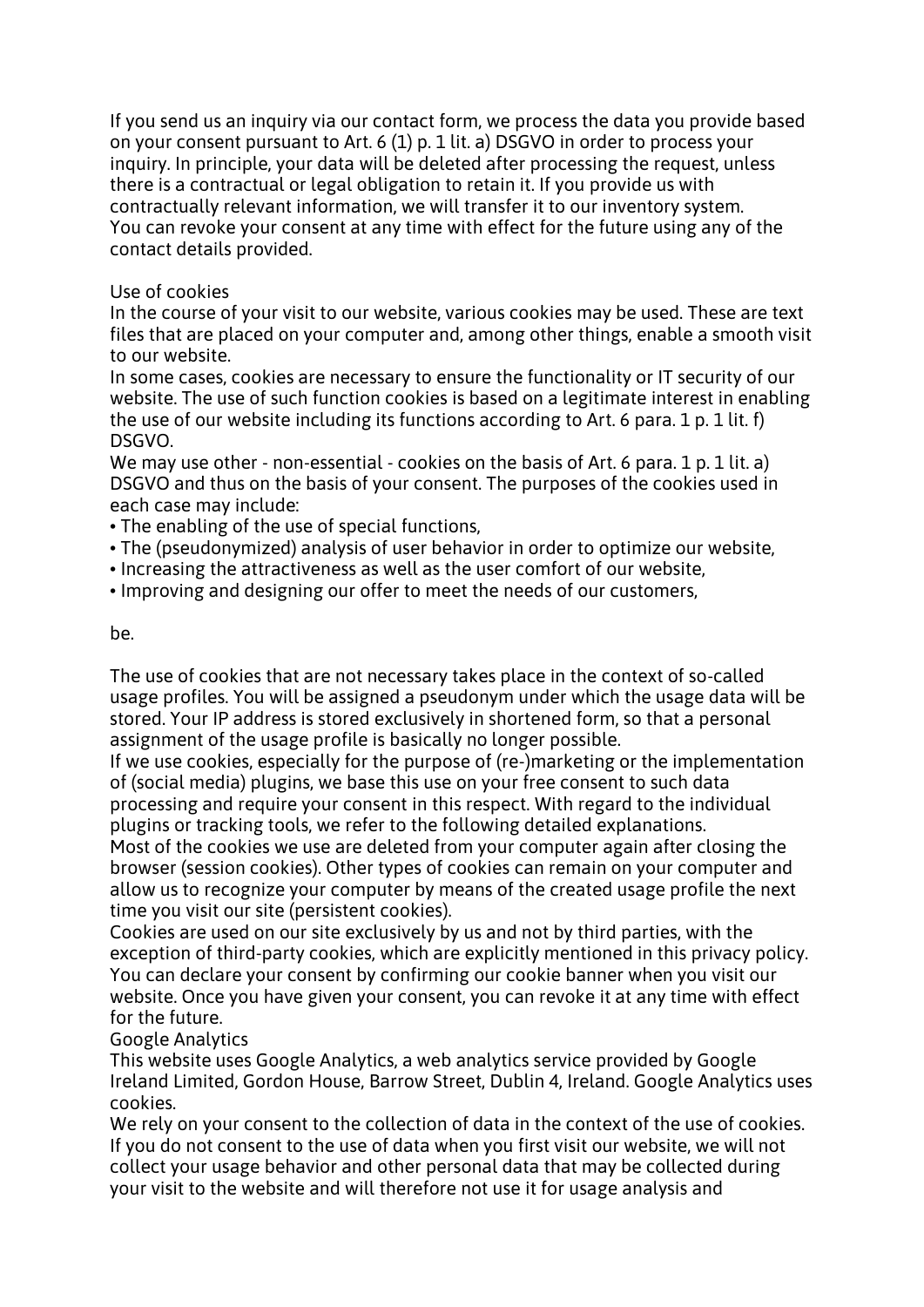If you send us an inquiry via our contact form, we process the data you provide based on your consent pursuant to Art. 6 (1) p. 1 lit. a) DSGVO in order to process your inquiry. In principle, your data will be deleted after processing the request, unless there is a contractual or legal obligation to retain it. If you provide us with contractually relevant information, we will transfer it to our inventory system. You can revoke your consent at any time with effect for the future using any of the contact details provided.

## Use of cookies

In the course of your visit to our website, various cookies may be used. These are text files that are placed on your computer and, among other things, enable a smooth visit to our website.

In some cases, cookies are necessary to ensure the functionality or IT security of our website. The use of such function cookies is based on a legitimate interest in enabling the use of our website including its functions according to Art. 6 para. 1 p. 1 lit. f) DSGVO.

We may use other - non-essential - cookies on the basis of Art. 6 para. 1 p. 1 lit. a) DSGVO and thus on the basis of your consent. The purposes of the cookies used in each case may include:

- The enabling of the use of special functions,
- The (pseudonymized) analysis of user behavior in order to optimize our website,
- Increasing the attractiveness as well as the user comfort of our website,
- Improving and designing our offer to meet the needs of our customers,

be.

The use of cookies that are not necessary takes place in the context of so-called usage profiles. You will be assigned a pseudonym under which the usage data will be stored. Your IP address is stored exclusively in shortened form, so that a personal assignment of the usage profile is basically no longer possible.

If we use cookies, especially for the purpose of (re-)marketing or the implementation of (social media) plugins, we base this use on your free consent to such data processing and require your consent in this respect. With regard to the individual plugins or tracking tools, we refer to the following detailed explanations.

Most of the cookies we use are deleted from your computer again after closing the browser (session cookies). Other types of cookies can remain on your computer and allow us to recognize your computer by means of the created usage profile the next time you visit our site (persistent cookies).

Cookies are used on our site exclusively by us and not by third parties, with the exception of third-party cookies, which are explicitly mentioned in this privacy policy.

You can declare your consent by confirming our cookie banner when you visit our website. Once you have given your consent, you can revoke it at any time with effect for the future.

## Google Analytics

This website uses Google Analytics, a web analytics service provided by Google Ireland Limited, Gordon House, Barrow Street, Dublin 4, Ireland. Google Analytics uses cookies.

We rely on your consent to the collection of data in the context of the use of cookies. If you do not consent to the use of data when you first visit our website, we will not collect your usage behavior and other personal data that may be collected during your visit to the website and will therefore not use it for usage analysis and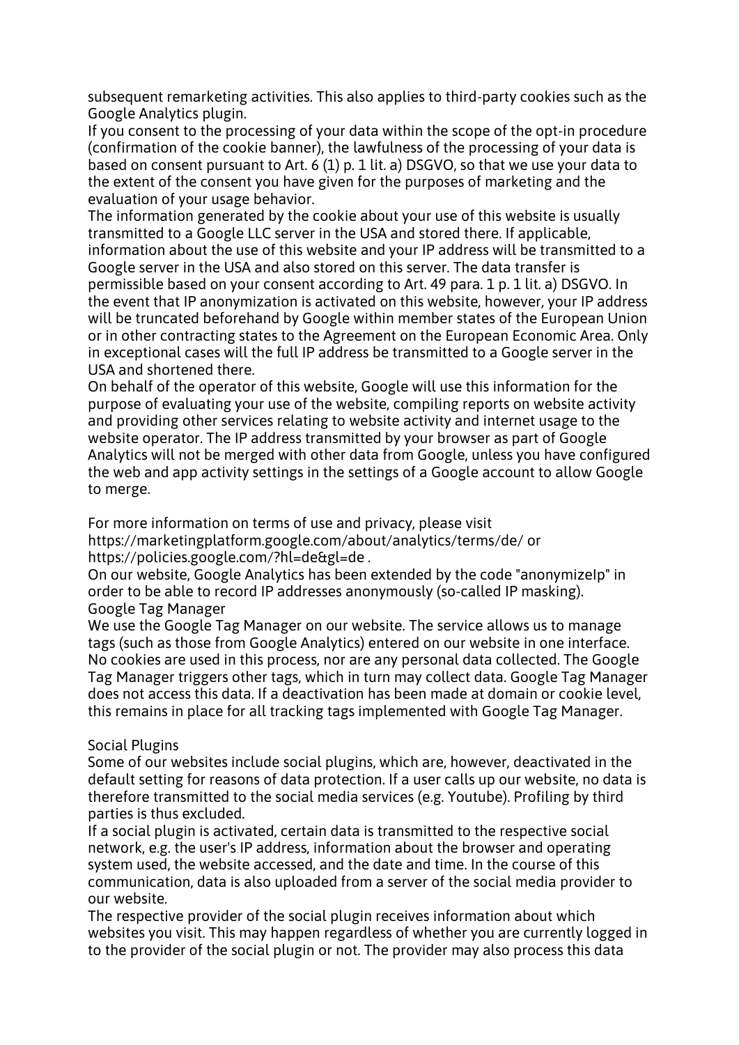subsequent remarketing activities. This also applies to third-party cookies such as the Google Analytics plugin.

If you consent to the processing of your data within the scope of the opt-in procedure (confirmation of the cookie banner), the lawfulness of the processing of your data is based on consent pursuant to Art. 6 (1) p. 1 lit. a) DSGVO, so that we use your data to the extent of the consent you have given for the purposes of marketing and the evaluation of your usage behavior.

The information generated by the cookie about your use of this website is usually transmitted to a Google LLC server in the USA and stored there. If applicable, information about the use of this website and your IP address will be transmitted to a Google server in the USA and also stored on this server. The data transfer is permissible based on your consent according to Art. 49 para. 1 p. 1 lit. a) DSGVO. In the event that IP anonymization is activated on this website, however, your IP address will be truncated beforehand by Google within member states of the European Union or in other contracting states to the Agreement on the European Economic Area. Only in exceptional cases will the full IP address be transmitted to a Google server in the USA and shortened there.

On behalf of the operator of this website, Google will use this information for the purpose of evaluating your use of the website, compiling reports on website activity and providing other services relating to website activity and internet usage to the website operator. The IP address transmitted by your browser as part of Google Analytics will not be merged with other data from Google, unless you have configured the web and app activity settings in the settings of a Google account to allow Google to merge.

For more information on terms of use and privacy, please visit https://marketingplatform.google.com/about/analytics/terms/de/ or https://policies.google.com/?hl=de&gl=de .

On our website, Google Analytics has been extended by the code "anonymizeIp" in order to be able to record IP addresses anonymously (so-called IP masking).

Google Tag Manager

We use the Google Tag Manager on our website. The service allows us to manage tags (such as those from Google Analytics) entered on our website in one interface. No cookies are used in this process, nor are any personal data collected. The Google Tag Manager triggers other tags, which in turn may collect data. Google Tag Manager does not access this data. If a deactivation has been made at domain or cookie level, this remains in place for all tracking tags implemented with Google Tag Manager.

Social Plugins

Some of our websites include social plugins, which are, however, deactivated in the default setting for reasons of data protection. If a user calls up our website, no data is therefore transmitted to the social media services (e.g. Youtube). Profiling by third parties is thus excluded.

If a social plugin is activated, certain data is transmitted to the respective social network, e.g. the user's IP address, information about the browser and operating system used, the website accessed, and the date and time. In the course of this communication, data is also uploaded from a server of the social media provider to our website.

The respective provider of the social plugin receives information about which websites you visit. This may happen regardless of whether you are currently logged in to the provider of the social plugin or not. The provider may also process this data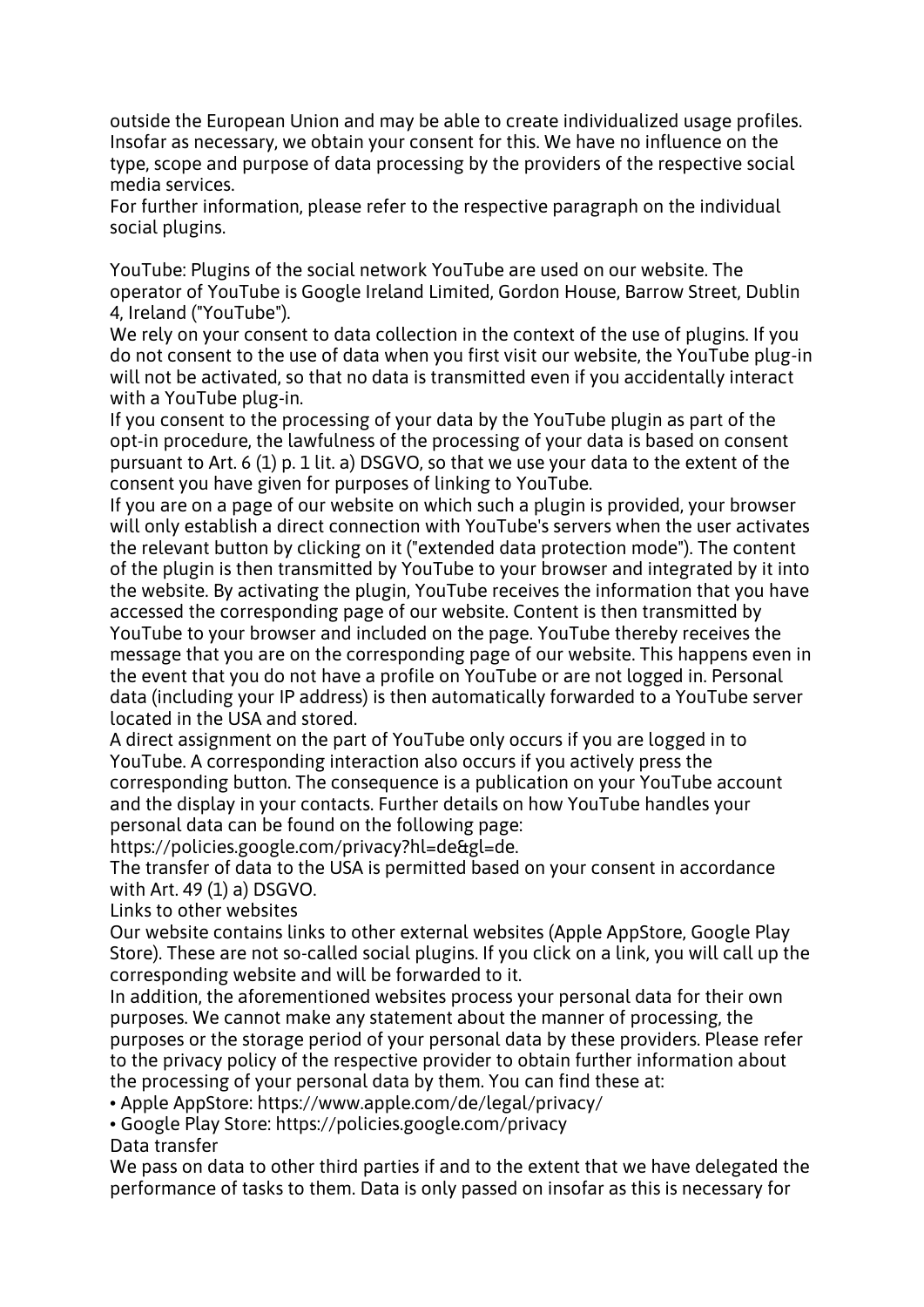outside the European Union and may be able to create individualized usage profiles. Insofar as necessary, we obtain your consent for this. We have no influence on the type, scope and purpose of data processing by the providers of the respective social media services.
For further information, please refer to the respective paragraph on the individual social plugins.

YouTube: Plugins of the social network YouTube are used on our website. The operator of YouTube is Google Ireland Limited, Gordon House, Barrow Street, Dublin 4, Ireland ("YouTube").
We rely on your consent to data collection in the context of the use of plugins. If you do not consent to the use of data when you first visit our website, the YouTube plug-in will not be activated, so that no data is transmitted even if you accidentally interact with a YouTube plug-in.
If you consent to the processing of your data by the YouTube plugin as part of the opt-in procedure, the lawfulness of the processing of your data is based on consent pursuant to Art. 6 (1) p. 1 lit. a) DSGVO, so that we use your data to the extent of the consent you have given for purposes of linking to YouTube.
If you are on a page of our website on which such a plugin is provided, your browser will only establish a direct connection with YouTube's servers when the user activates the relevant button by clicking on it ("extended data protection mode"). The content of the plugin is then transmitted by YouTube to your browser and integrated by it into the website. By activating the plugin, YouTube receives the information that you have accessed the corresponding page of our website. Content is then transmitted by YouTube to your browser and included on the page. YouTube thereby receives the message that you are on the corresponding page of our website. This happens even in the event that you do not have a profile on YouTube or are not logged in. Personal data (including your IP address) is then automatically forwarded to a YouTube server located in the USA and stored.
A direct assignment on the part of YouTube only occurs if you are logged in to YouTube. A corresponding interaction also occurs if you actively press the corresponding button. The consequence is a publication on your YouTube account and the display in your contacts. Further details on how YouTube handles your personal data can be found on the following page:
https://policies.google.com/privacy?hl=de&gl=de.
The transfer of data to the USA is permitted based on your consent in accordance with Art. 49 (1) a) DSGVO.
Links to other websites
Our website contains links to other external websites (Apple AppStore, Google Play Store). These are not so-called social plugins. If you click on a link, you will call up the corresponding website and will be forwarded to it.
In addition, the aforementioned websites process your personal data for their own purposes. We cannot make any statement about the manner of processing, the purposes or the storage period of your personal data by these providers. Please refer to the privacy policy of the respective provider to obtain further information about the processing of your personal data by them. You can find these at:
• Apple AppStore: https://www.apple.com/de/legal/privacy/
• Google Play Store: https://policies.google.com/privacy
Data transfer
We pass on data to other third parties if and to the extent that we have delegated the performance of tasks to them. Data is only passed on insofar as this is necessary for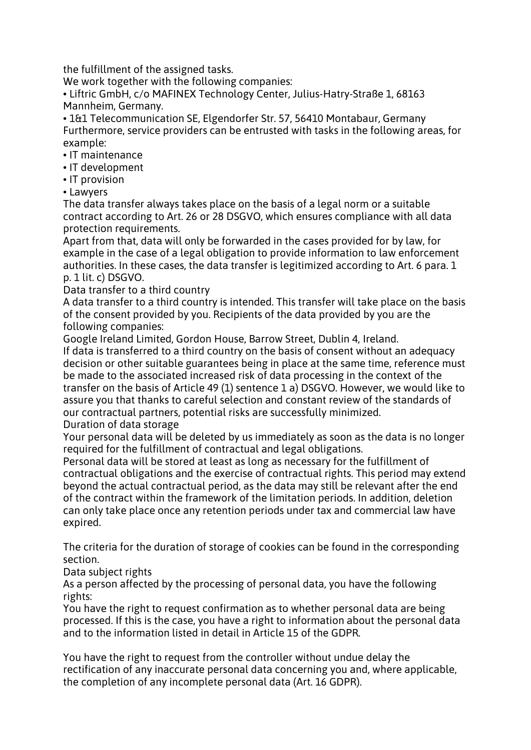the fulfillment of the assigned tasks.

We work together with the following companies:

- Liftric GmbH, c/o MAFINEX Technology Center, Julius-Hatry-Straße 1, 68163 Mannheim, Germany.
- 1&1 Telecommunication SE, Elgendorfer Str. 57, 56410 Montabaur, Germany

Furthermore, service providers can be entrusted with tasks in the following areas, for example:

- IT maintenance
- IT development
- IT provision
- Lawyers

The data transfer always takes place on the basis of a legal norm or a suitable contract according to Art. 26 or 28 DSGVO, which ensures compliance with all data protection requirements.

Apart from that, data will only be forwarded in the cases provided for by law, for example in the case of a legal obligation to provide information to law enforcement authorities. In these cases, the data transfer is legitimized according to Art. 6 para. 1 p. 1 lit. c) DSGVO.

## Data transfer to a third country

A data transfer to a third country is intended. This transfer will take place on the basis of the consent provided by you. Recipients of the data provided by you are the following companies:

Google Ireland Limited, Gordon House, Barrow Street, Dublin 4, Ireland.

If data is transferred to a third country on the basis of consent without an adequacy decision or other suitable guarantees being in place at the same time, reference must be made to the associated increased risk of data processing in the context of the transfer on the basis of Article 49 (1) sentence 1 a) DSGVO. However, we would like to assure you that thanks to careful selection and constant review of the standards of our contractual partners, potential risks are successfully minimized.

## Duration of data storage

Your personal data will be deleted by us immediately as soon as the data is no longer required for the fulfillment of contractual and legal obligations.

Personal data will be stored at least as long as necessary for the fulfillment of contractual obligations and the exercise of contractual rights. This period may extend beyond the actual contractual period, as the data may still be relevant after the end of the contract within the framework of the limitation periods. In addition, deletion can only take place once any retention periods under tax and commercial law have expired.

The criteria for the duration of storage of cookies can be found in the corresponding section.

## Data subject rights

As a person affected by the processing of personal data, you have the following rights:

You have the right to request confirmation as to whether personal data are being processed. If this is the case, you have a right to information about the personal data and to the information listed in detail in Article 15 of the GDPR.

You have the right to request from the controller without undue delay the rectification of any inaccurate personal data concerning you and, where applicable, the completion of any incomplete personal data (Art. 16 GDPR).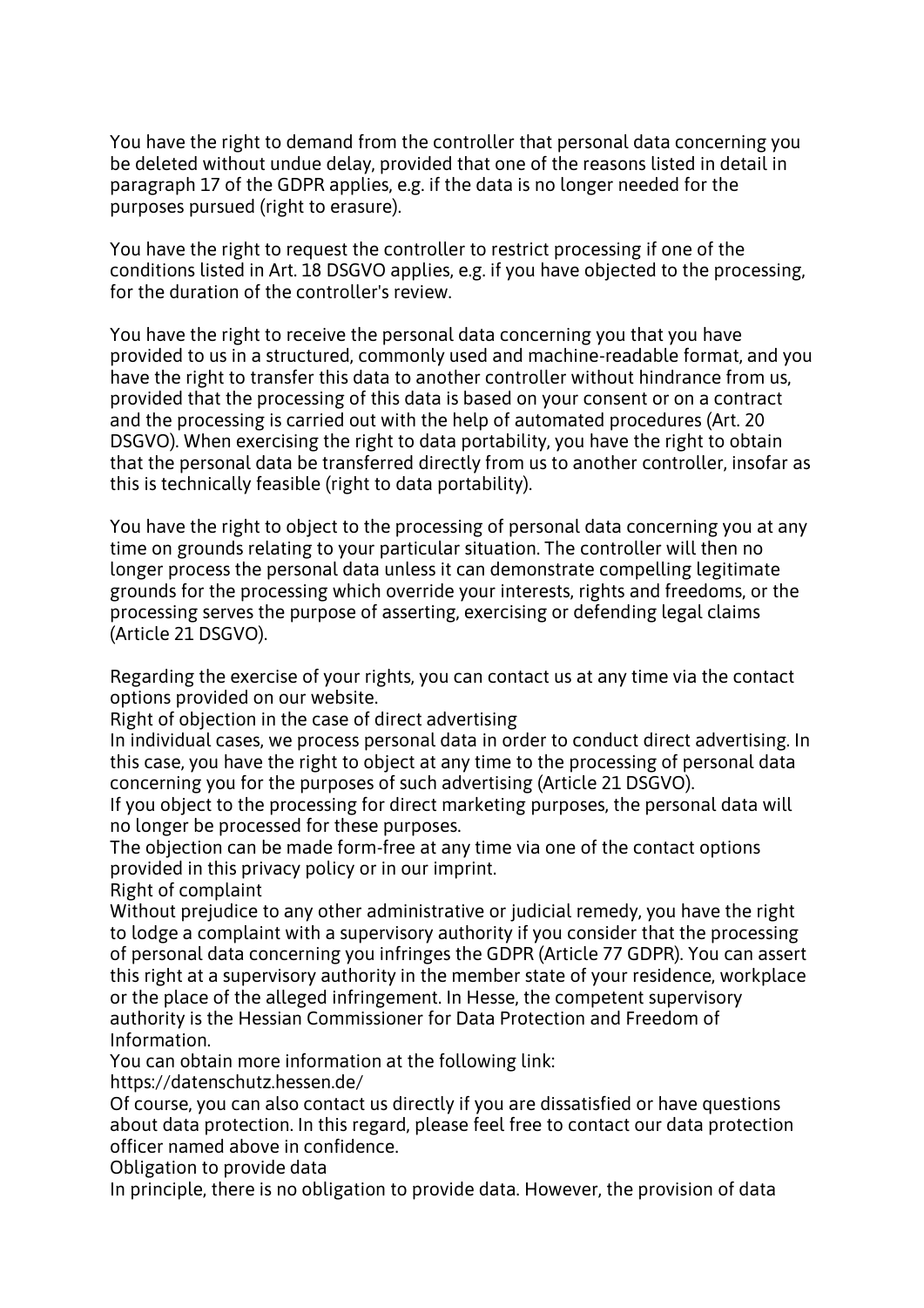You have the right to demand from the controller that personal data concerning you be deleted without undue delay, provided that one of the reasons listed in detail in paragraph 17 of the GDPR applies, e.g. if the data is no longer needed for the purposes pursued (right to erasure).

You have the right to request the controller to restrict processing if one of the conditions listed in Art. 18 DSGVO applies, e.g. if you have objected to the processing, for the duration of the controller's review.

You have the right to receive the personal data concerning you that you have provided to us in a structured, commonly used and machine-readable format, and you have the right to transfer this data to another controller without hindrance from us, provided that the processing of this data is based on your consent or on a contract and the processing is carried out with the help of automated procedures (Art. 20 DSGVO). When exercising the right to data portability, you have the right to obtain that the personal data be transferred directly from us to another controller, insofar as this is technically feasible (right to data portability).

You have the right to object to the processing of personal data concerning you at any time on grounds relating to your particular situation. The controller will then no longer process the personal data unless it can demonstrate compelling legitimate grounds for the processing which override your interests, rights and freedoms, or the processing serves the purpose of asserting, exercising or defending legal claims (Article 21 DSGVO).

Regarding the exercise of your rights, you can contact us at any time via the contact options provided on our website.

Right of objection in the case of direct advertising

In individual cases, we process personal data in order to conduct direct advertising. In this case, you have the right to object at any time to the processing of personal data concerning you for the purposes of such advertising (Article 21 DSGVO).

If you object to the processing for direct marketing purposes, the personal data will no longer be processed for these purposes.

The objection can be made form-free at any time via one of the contact options provided in this privacy policy or in our imprint.

Right of complaint

Without prejudice to any other administrative or judicial remedy, you have the right to lodge a complaint with a supervisory authority if you consider that the processing of personal data concerning you infringes the GDPR (Article 77 GDPR). You can assert this right at a supervisory authority in the member state of your residence, workplace or the place of the alleged infringement. In Hesse, the competent supervisory authority is the Hessian Commissioner for Data Protection and Freedom of Information.

You can obtain more information at the following link:

https://datenschutz.hessen.de/

Of course, you can also contact us directly if you are dissatisfied or have questions about data protection. In this regard, please feel free to contact our data protection officer named above in confidence.

Obligation to provide data

In principle, there is no obligation to provide data. However, the provision of data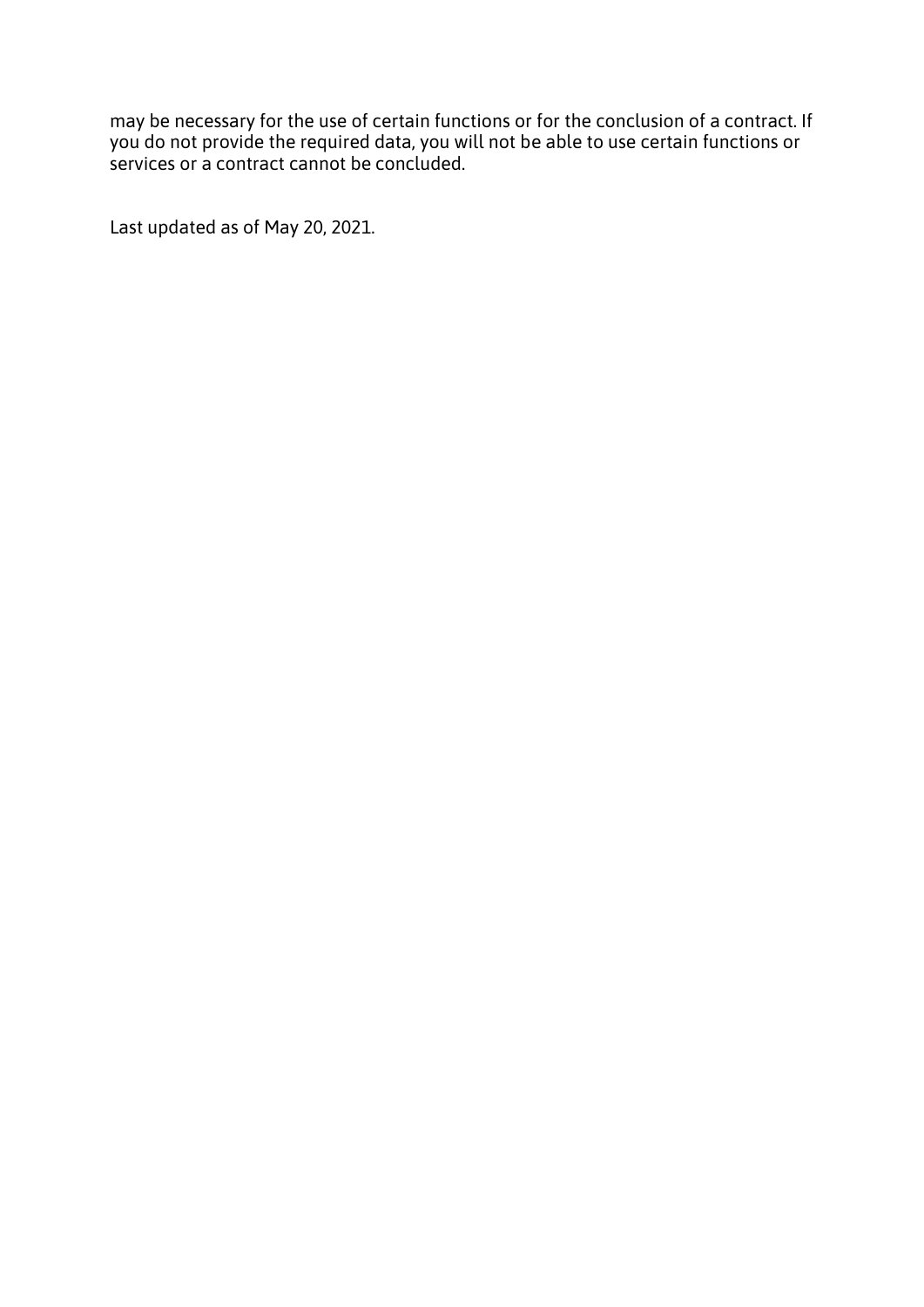may be necessary for the use of certain functions or for the conclusion of a contract. If you do not provide the required data, you will not be able to use certain functions or services or a contract cannot be concluded.

Last updated as of May 20, 2021.